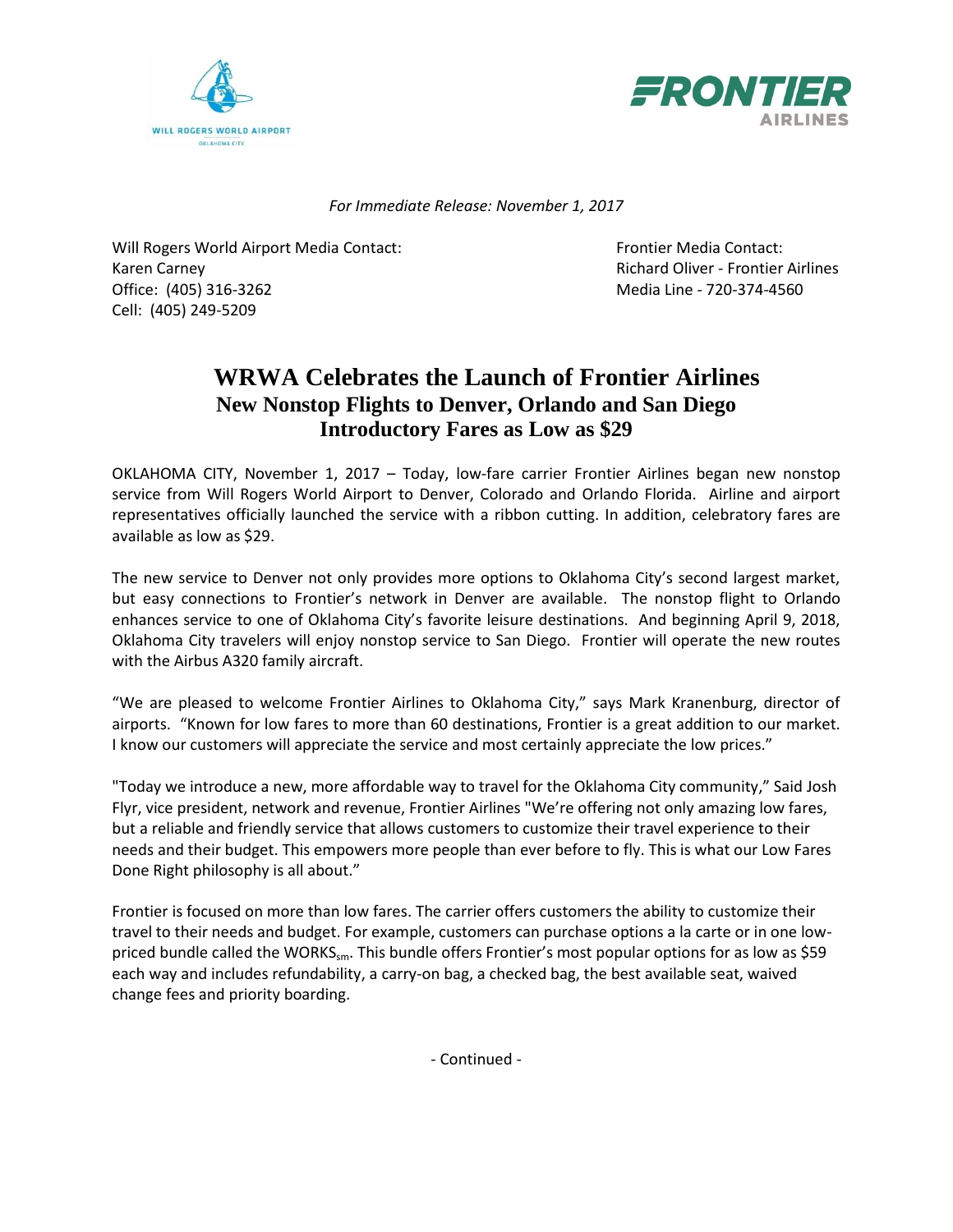WILL ROGERS WORLD AIRPORT
OKLAHOMA CITY

FRONTIER AIRLINES

*For Immediate Release: November 1, 2017*

Will Rogers World Airport Media Contact:
Karen Carney
Office: (405) 316-3262
Cell: (405) 249-5209

Frontier Media Contact:
Richard Oliver - Frontier Airlines
Media Line - 720-374-4560

# WRWA Celebrates the Launch of Frontier Airlines

## New Nonstop Flights to Denver, Orlando and San Diego

## Introductory Fares as Low as $29

OKLAHOMA CITY, November 1, 2017 – Today, low-fare carrier Frontier Airlines began new nonstop service from Will Rogers World Airport to Denver, Colorado and Orlando Florida. Airline and airport representatives officially launched the service with a ribbon cutting. In addition, celebratory fares are available as low as $29.

The new service to Denver not only provides more options to Oklahoma City's second largest market, but easy connections to Frontier's network in Denver are available. The nonstop flight to Orlando enhances service to one of Oklahoma City's favorite leisure destinations. And beginning April 9, 2018, Oklahoma City travelers will enjoy nonstop service to San Diego. Frontier will operate the new routes with the Airbus A320 family aircraft.

"We are pleased to welcome Frontier Airlines to Oklahoma City," says Mark Kranenburg, director of airports. "Known for low fares to more than 60 destinations, Frontier is a great addition to our market. I know our customers will appreciate the service and most certainly appreciate the low prices."

"Today we introduce a new, more affordable way to travel for the Oklahoma City community," Said Josh Flyr, vice president, network and revenue, Frontier Airlines "We're offering not only amazing low fares, but a reliable and friendly service that allows customers to customize their travel experience to their needs and their budget. This empowers more people than ever before to fly. This is what our Low Fares Done Right philosophy is all about."

Frontier is focused on more than low fares. The carrier offers customers the ability to customize their travel to their needs and budget. For example, customers can purchase options a la carte or in one low-priced bundle called the WORKS$_{sm}$. This bundle offers Frontier's most popular options for as low as $59 each way and includes refundability, a carry-on bag, a checked bag, the best available seat, waived change fees and priority boarding.

- Continued -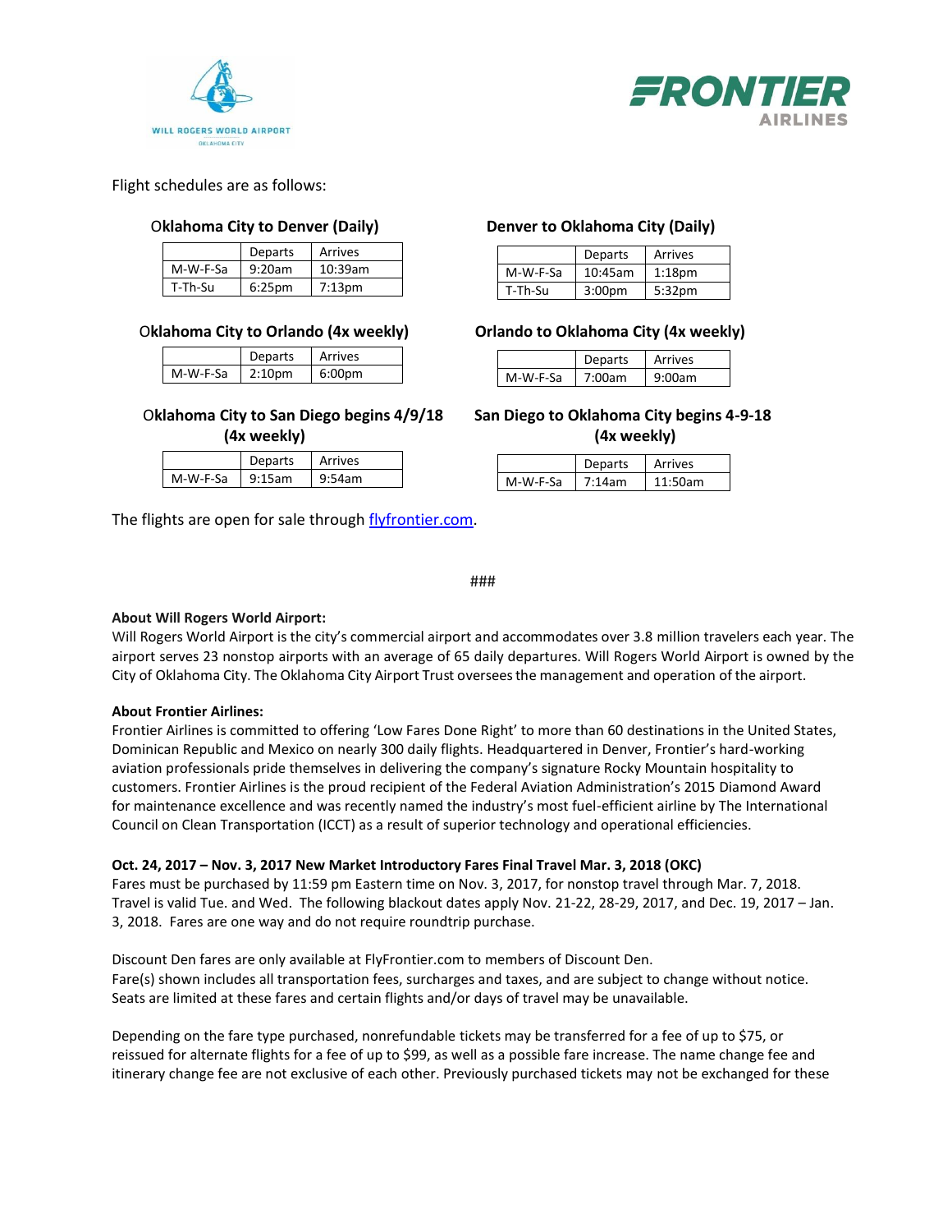Flight schedules are as follows:

**Oklahoma City to Denver (Daily)**

| | Departs | Arrives |
|---|---|---|
| M-W-F-Sa | 9:20am | 10:39am |
| T-Th-Su | 6:25pm | 7:13pm |

**Denver to Oklahoma City (Daily)**

| | Departs | Arrives |
|---|---|---|
| M-W-F-Sa | 10:45am | 1:18pm |
| T-Th-Su | 3:00pm | 5:32pm |

**Oklahoma City to Orlando (4x weekly)**

| | Departs | Arrives |
|---|---|---|
| M-W-F-Sa | 2:10pm | 6:00pm |

**Orlando to Oklahoma City (4x weekly)**

| | Departs | Arrives |
|---|---|---|
| M-W-F-Sa | 7:00am | 9:00am |

**Oklahoma City to San Diego begins 4/9/18 (4x weekly)**

| | Departs | Arrives |
|---|---|---|
| M-W-F-Sa | 9:15am | 9:54am |

**San Diego to Oklahoma City begins 4-9-18 (4x weekly)**

| | Departs | Arrives |
|---|---|---|
| M-W-F-Sa | 7:14am | 11:50am |

The flights are open for sale through flyfrontier.com.

###

**About Will Rogers World Airport:**
Will Rogers World Airport is the city's commercial airport and accommodates over 3.8 million travelers each year. The airport serves 23 nonstop airports with an average of 65 daily departures. Will Rogers World Airport is owned by the City of Oklahoma City. The Oklahoma City Airport Trust oversees the management and operation of the airport.

**About Frontier Airlines:**
Frontier Airlines is committed to offering 'Low Fares Done Right' to more than 60 destinations in the United States, Dominican Republic and Mexico on nearly 300 daily flights. Headquartered in Denver, Frontier's hard-working aviation professionals pride themselves in delivering the company's signature Rocky Mountain hospitality to customers. Frontier Airlines is the proud recipient of the Federal Aviation Administration's 2015 Diamond Award for maintenance excellence and was recently named the industry's most fuel-efficient airline by The International Council on Clean Transportation (ICCT) as a result of superior technology and operational efficiencies.

**Oct. 24, 2017 – Nov. 3, 2017 New Market Introductory Fares Final Travel Mar. 3, 2018 (OKC)**
Fares must be purchased by 11:59 pm Eastern time on Nov. 3, 2017, for nonstop travel through Mar. 7, 2018. Travel is valid Tue. and Wed. The following blackout dates apply Nov. 21-22, 28-29, 2017, and Dec. 19, 2017 – Jan. 3, 2018. Fares are one way and do not require roundtrip purchase.

Discount Den fares are only available at FlyFrontier.com to members of Discount Den.
Fare(s) shown includes all transportation fees, surcharges and taxes, and are subject to change without notice. Seats are limited at these fares and certain flights and/or days of travel may be unavailable.

Depending on the fare type purchased, nonrefundable tickets may be transferred for a fee of up to $75, or reissued for alternate flights for a fee of up to $99, as well as a possible fare increase. The name change fee and itinerary change fee are not exclusive of each other. Previously purchased tickets may not be exchanged for these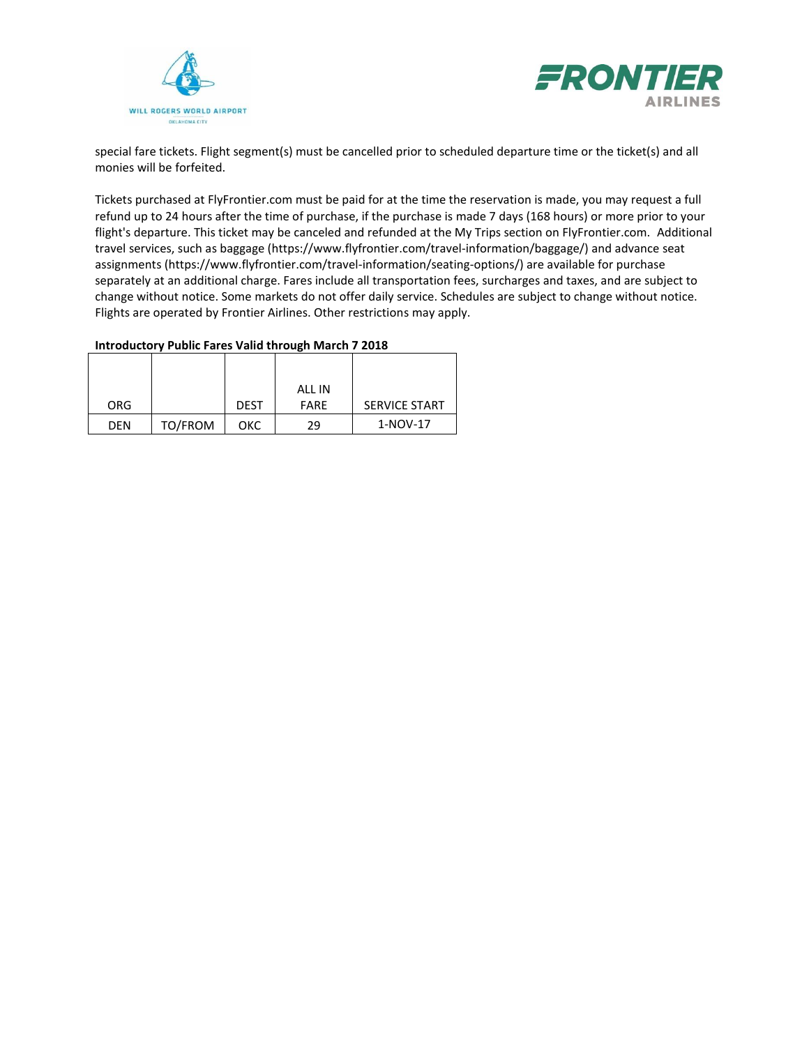special fare tickets. Flight segment(s) must be cancelled prior to scheduled departure time or the ticket(s) and all monies will be forfeited.

Tickets purchased at FlyFrontier.com must be paid for at the time the reservation is made, you may request a full refund up to 24 hours after the time of purchase, if the purchase is made 7 days (168 hours) or more prior to your flight's departure. This ticket may be canceled and refunded at the My Trips section on FlyFrontier.com. Additional travel services, such as baggage (https://www.flyfrontier.com/travel-information/baggage/) and advance seat assignments (https://www.flyfrontier.com/travel-information/seating-options/) are available for purchase separately at an additional charge. Fares include all transportation fees, surcharges and taxes, and are subject to change without notice. Some markets do not offer daily service. Schedules are subject to change without notice. Flights are operated by Frontier Airlines. Other restrictions may apply.

**Introductory Public Fares Valid through March 7 2018**

| ORG | | DEST | ALL IN FARE | SERVICE START |
|---|---|---|---|---|
| DEN | TO/FROM | OKC | 29 | 1-NOV-17 |